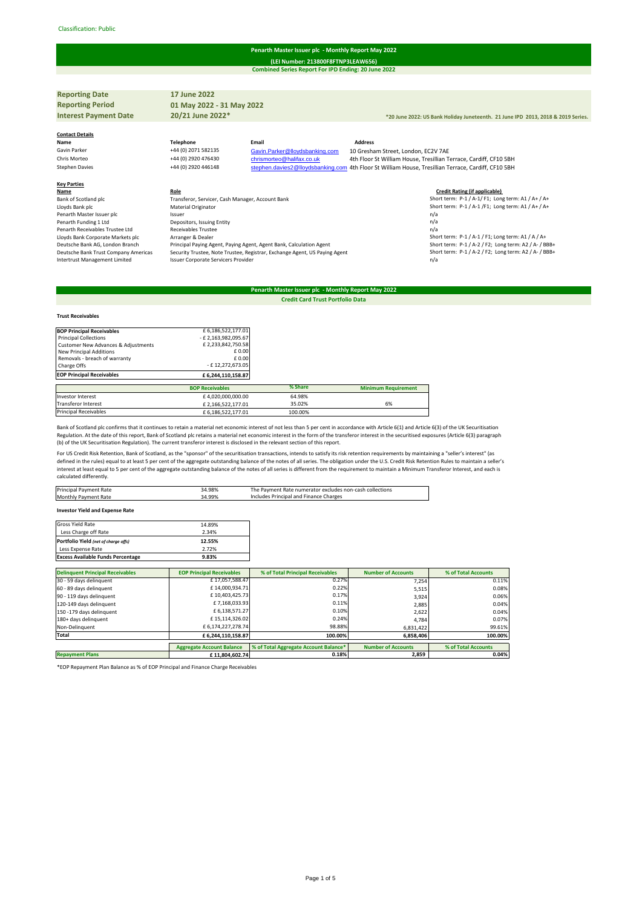Classification: Public

# Penarth Master Issuer plc - Monthly Report May 2022

**(LEI Number: 213800F8FTNP3LEAW656)**

**Combined Series Report For IPD Ending: 20 June 2022**

| | |
|---|---|
| **Reporting Date** | **17 June 2022** |
| **Reporting Period** | **01 May 2022 - 31 May 2022** |
| **Interest Payment Date** | **20/21 June 2022*** |

*20 June 2022: US Bank Holiday Juneteenth. 21 June IPD 2013, 2018 & 2019 Series.

**Contact Details**

| Name | Telephone | Email | Address |
|---|---|---|---|
| Gavin Parker | +44 (0) 2071 582135 | Gavin.Parker@lloydsbanking.com | 10 Gresham Street, London, EC2V 7AE |
| Chris Morteo | +44 (0) 2920 476430 | chrismorteo@halifax.co.uk | 4th Floor St William House, Tresillian Terrace, Cardiff, CF10 5BH |
| Stephen Davies | +44 (0) 2920 446148 | stephen.davies2@lloydsbanking.com | 4th Floor St William House, Tresillian Terrace, Cardiff, CF10 5BH |

**Key Parties**

| Name | Role | Credit Rating (if applicable) |
|---|---|---|
| Bank of Scotland plc | Transferor, Servicer, Cash Manager, Account Bank | Short term: P-1 / A-1/ F1; Long term: A1 / A+ / A+ |
| Lloyds Bank plc | Material Originator | Short term: P-1 / A-1 /F1; Long term: A1 / A+ / A+ |
| Penarth Master Issuer plc | Issuer | n/a |
| Penarth Funding 1 Ltd | Depositors, Issuing Entity | n/a |
| Penarth Receivables Trustee Ltd | Receivables Trustee | n/a |
| Lloyds Bank Corporate Markets plc | Arranger & Dealer | Short term: P-1 / A-1 / F1; Long term: A1 / A / A+ |
| Deutsche Bank AG, London Branch | Principal Paying Agent, Paying Agent, Agent Bank, Calculation Agent | Short term: P-1 / A-2 / F2; Long term: A2 / A- / BBB+ |
| Deutsche Bank Trust Company Americas | Security Trustee, Note Trustee, Registrar, Exchange Agent, US Paying Agent | Short term: P-1 / A-2 / F2; Long term: A2 / A- / BBB+ |
| Intertrust Management Limited | Issuer Corporate Servicers Provider | n/a |

# Penarth Master Issuer plc - Monthly Report May 2022

**Credit Card Trust Portfolio Data**

### Trust Receivables

| BOP Principal Receivables | £ 6,186,522,177.01 |
|---|---|
| Principal Collections | - £ 2,163,982,095.67 |
| Customer New Advances & Adjustments | £ 2,233,842,750.58 |
| New Principal Additions | £ 0.00 |
| Removals - breach of warranty | £ 0.00 |
| Charge Offs | - £ 12,272,673.05 |
| **EOP Principal Receivables** | **£ 6,244,110,158.87** |

| | BOP Receivables | % Share | Minimum Requirement |
|---|---|---|---|
| Investor Interest | £ 4,020,000,000.00 | 64.98% | |
| Transferor Interest | £ 2,166,522,177.01 | 35.02% | 6% |
| Principal Receivables | £ 6,186,522,177.01 | 100.00% | |

Bank of Scotland plc confirms that it continues to retain a material net economic interest of not less than 5 per cent in accordance with Article 6(1) and Article 6(3) of the UK Securitisation Regulation. At the date of this report, Bank of Scotland plc retains a material net economic interest in the form of the transferor interest in the securitised exposures (Article 6(3) paragraph (b) of the UK Securitisation Regulation). The current transferor interest is disclosed in the relevant section of this report.

For US Credit Risk Retention, Bank of Scotland, as the "sponsor" of the securitisation transactions, intends to satisfy its risk retention requirements by maintaining a "seller's interest" (as defined in the rules) equal to at least 5 per cent of the aggregate outstanding balance of the notes of all series. The obligation under the U.S. Credit Risk Retention Rules to maintain a seller's interest at least equal to 5 per cent of the aggregate outstanding balance of the notes of all series is different from the requirement to maintain a Minimum Transferor Interest, and each is calculated differently.

| | | |
|---|---|---|
| Principal Payment Rate | 34.98% | The Payment Rate numerator excludes non-cash collections |
| Monthly Payment Rate | 34.99% | Includes Principal and Finance Charges |

### Investor Yield and Expense Rate

| Gross Yield Rate | 14.89% |
|---|---|
| Less Charge off Rate | 2.34% |
| **Portfolio Yield** *(net of charge offs)* | **12.55%** |
| Less Expense Rate | 2.72% |
| **Excess Available Funds Percentage** | **9.83%** |

| Delinquent Principal Receivables | EOP Principal Receivables | % of Total Principal Receivables | Number of Accounts | % of Total Accounts |
|---|---|---|---|---|
| 30 - 59 days delinquent | £ 17,057,588.47 | 0.27% | 7,254 | 0.11% |
| 60 - 89 days delinquent | £ 14,000,934.71 | 0.22% | 5,515 | 0.08% |
| 90 - 119 days delinquent | £ 10,403,425.73 | 0.17% | 3,924 | 0.06% |
| 120-149 days delinquent | £ 7,168,033.93 | 0.11% | 2,885 | 0.04% |
| 150 -179 days delinquent | £ 6,138,571.27 | 0.10% | 2,622 | 0.04% |
| 180+ days delinquent | £ 15,114,326.02 | 0.24% | 4,784 | 0.07% |
| Non-Delinquent | £ 6,174,227,278.74 | 98.88% | 6,831,422 | 99.61% |
| **Total** | **£ 6,244,110,158.87** | **100.00%** | **6,858,406** | **100.00%** |

| | Aggregate Account Balance | % of Total Aggregate Account Balance* | Number of Accounts | % of Total Accounts |
|---|---|---|---|---|
| **Repayment Plans** | **£ 11,804,602.74** | **0.18%** | **2,859** | **0.04%** |

*EOP Repayment Plan Balance as % of EOP Principal and Finance Charge Receivables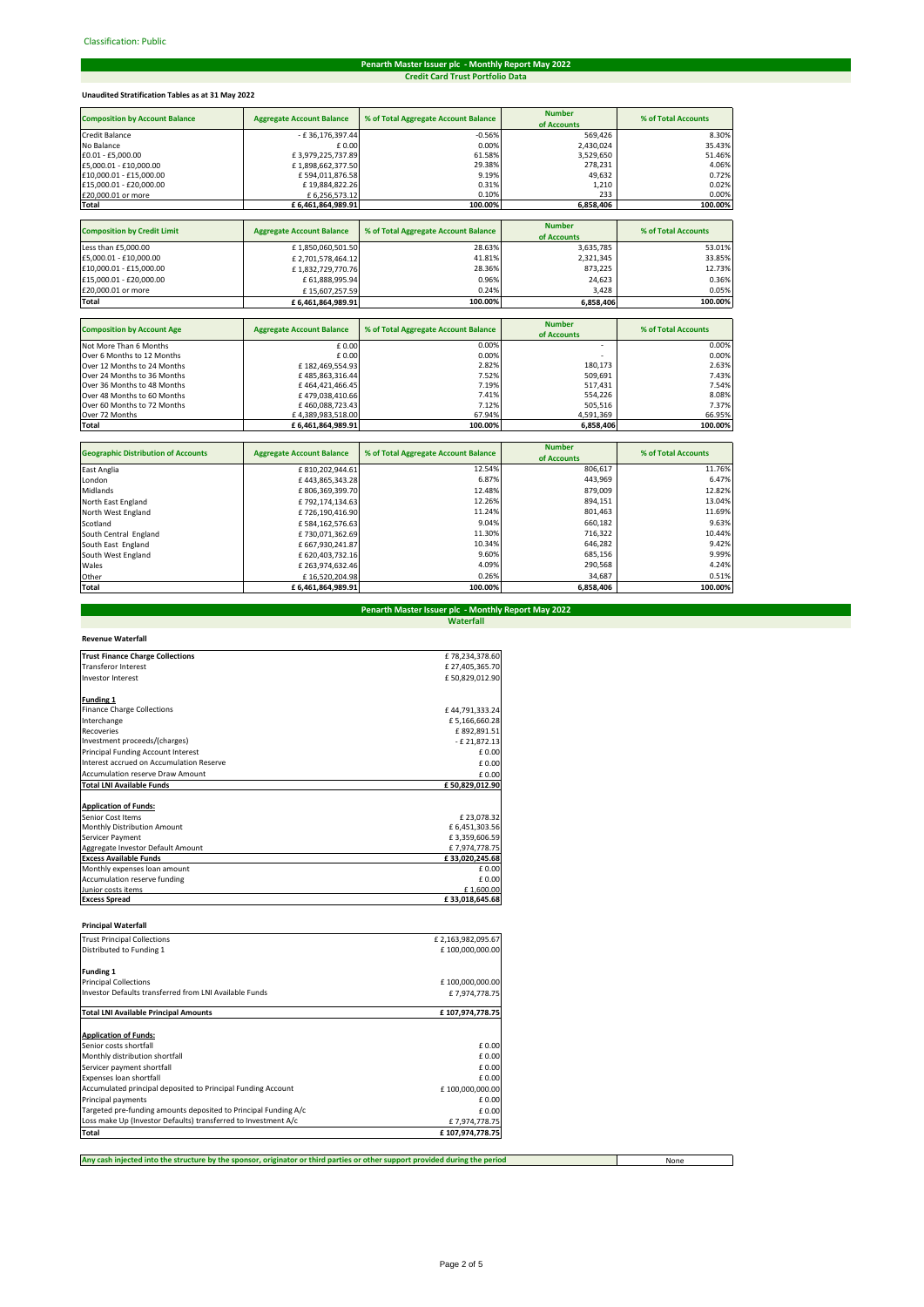Classification: Public

## Penarth Master Issuer plc - Monthly Report May 2022
### Credit Card Trust Portfolio Data

**Unaudited Stratification Tables as at 31 May 2022**

| Composition by Account Balance | Aggregate Account Balance | % of Total Aggregate Account Balance | Number of Accounts | % of Total Accounts |
|---|---|---|---|---|
| Credit Balance | - £ 36,176,397.44 | -0.56% | 569,426 | 8.30% |
| No Balance | £ 0.00 | 0.00% | 2,430,024 | 35.43% |
| £0.01 - £5,000.00 | £ 3,979,225,737.89 | 61.58% | 3,529,650 | 51.46% |
| £5,000.01 - £10,000.00 | £ 1,898,662,377.50 | 29.38% | 278,231 | 4.06% |
| £10,000.01 - £15,000.00 | £ 594,011,876.58 | 9.19% | 49,632 | 0.72% |
| £15,000.01 - £20,000.00 | £ 19,884,822.26 | 0.31% | 1,210 | 0.02% |
| £20,000.01 or more | £ 6,256,573.12 | 0.10% | 233 | 0.00% |
| **Total** | **£ 6,461,864,989.91** | **100.00%** | **6,858,406** | **100.00%** |

| Composition by Credit Limit | Aggregate Account Balance | % of Total Aggregate Account Balance | Number of Accounts | % of Total Accounts |
|---|---|---|---|---|
| Less than £5,000.00 | £ 1,850,060,501.50 | 28.63% | 3,635,785 | 53.01% |
| £5,000.01 - £10,000.00 | £ 2,701,578,464.12 | 41.81% | 2,321,345 | 33.85% |
| £10,000.01 - £15,000.00 | £ 1,832,729,770.76 | 28.36% | 873,225 | 12.73% |
| £15,000.01 - £20,000.00 | £ 61,888,995.94 | 0.96% | 24,623 | 0.36% |
| £20,000.01 or more | £ 15,607,257.59 | 0.24% | 3,428 | 0.05% |
| **Total** | **£ 6,461,864,989.91** | **100.00%** | **6,858,406** | **100.00%** |

| Composition by Account Age | Aggregate Account Balance | % of Total Aggregate Account Balance | Number of Accounts | % of Total Accounts |
|---|---|---|---|---|
| Not More Than 6 Months | £ 0.00 | 0.00% | - | 0.00% |
| Over 6 Months to 12 Months | £ 0.00 | 0.00% | - | 0.00% |
| Over 12 Months to 24 Months | £ 182,469,554.93 | 2.82% | 180,173 | 2.63% |
| Over 24 Months to 36 Months | £ 485,863,316.44 | 7.52% | 509,691 | 7.43% |
| Over 36 Months to 48 Months | £ 464,421,466.45 | 7.19% | 517,431 | 7.54% |
| Over 48 Months to 60 Months | £ 479,038,410.66 | 7.41% | 554,226 | 8.08% |
| Over 60 Months to 72 Months | £ 460,088,723.43 | 7.12% | 505,516 | 7.37% |
| Over 72 Months | £ 4,389,983,518.00 | 67.94% | 4,591,369 | 66.95% |
| **Total** | **£ 6,461,864,989.91** | **100.00%** | **6,858,406** | **100.00%** |

| Geographic Distribution of Accounts | Aggregate Account Balance | % of Total Aggregate Account Balance | Number of Accounts | % of Total Accounts |
|---|---|---|---|---|
| East Anglia | £ 810,202,944.61 | 12.54% | 806,617 | 11.76% |
| London | £ 443,865,343.28 | 6.87% | 443,969 | 6.47% |
| Midlands | £ 806,369,399.70 | 12.48% | 879,009 | 12.82% |
| North East England | £ 792,174,134.63 | 12.26% | 894,151 | 13.04% |
| North West England | £ 726,190,416.90 | 11.24% | 801,463 | 11.69% |
| Scotland | £ 584,162,576.63 | 9.04% | 660,182 | 9.63% |
| South Central England | £ 730,071,362.69 | 11.30% | 716,322 | 10.44% |
| South East England | £ 667,930,241.87 | 10.34% | 646,282 | 9.42% |
| South West England | £ 620,403,732.16 | 9.60% | 685,156 | 9.99% |
| Wales | £ 263,974,632.46 | 4.09% | 290,568 | 4.24% |
| Other | £ 16,520,204.98 | 0.26% | 34,687 | 0.51% |
| **Total** | **£ 6,461,864,989.91** | **100.00%** | **6,858,406** | **100.00%** |

## Penarth Master Issuer plc - Monthly Report May 2022
### Waterfall

**Revenue Waterfall**

| | |
|---|---|
| **Trust Finance Charge Collections** | £ 78,234,378.60 |
| Transferor Interest | £ 27,405,365.70 |
| Investor Interest | £ 50,829,012.90 |
| | |
| **Funding 1** | |
| Finance Charge Collections | £ 44,791,333.24 |
| Interchange | £ 5,166,660.28 |
| Recoveries | £ 892,891.51 |
| Investment proceeds/(charges) | - £ 21,872.13 |
| Principal Funding Account Interest | £ 0.00 |
| Interest accrued on Accumulation Reserve | £ 0.00 |
| Accumulation reserve Draw Amount | £ 0.00 |
| **Total LNI Available Funds** | **£ 50,829,012.90** |
| | |
| **Application of Funds:** | |
| Senior Cost Items | £ 23,078.32 |
| Monthly Distribution Amount | £ 6,451,303.56 |
| Servicer Payment | £ 3,359,606.59 |
| Aggregate Investor Default Amount | £ 7,974,778.75 |
| **Excess Available Funds** | **£ 33,020,245.68** |
| Monthly expenses loan amount | £ 0.00 |
| Accumulation reserve funding | £ 0.00 |
| Junior costs items | £ 1,600.00 |
| **Excess Spread** | **£ 33,018,645.68** |

**Principal Waterfall**

| | |
|---|---|
| Trust Principal Collections | £ 2,163,982,095.67 |
| Distributed to Funding 1 | £ 100,000,000.00 |
| | |
| **Funding 1** | |
| Principal Collections | £ 100,000,000.00 |
| Investor Defaults transferred from LNI Available Funds | £ 7,974,778.75 |
| | |
| **Total LNI Available Principal Amounts** | **£ 107,974,778.75** |
| | |
| **Application of Funds:** | |
| Senior costs shortfall | £ 0.00 |
| Monthly distribution shortfall | £ 0.00 |
| Servicer payment shortfall | £ 0.00 |
| Expenses loan shortfall | £ 0.00 |
| Accumulated principal deposited to Principal Funding Account | £ 100,000,000.00 |
| Principal payments | £ 0.00 |
| Targeted pre-funding amounts deposited to Principal Funding A/c | £ 0.00 |
| Loss make Up (Investor Defaults) transferred to Investment A/c | £ 7,974,778.75 |
| **Total** | **£ 107,974,778.75** |

| Any cash injected into the structure by the sponsor, originator or third parties or other support provided during the period | None |
|---|---|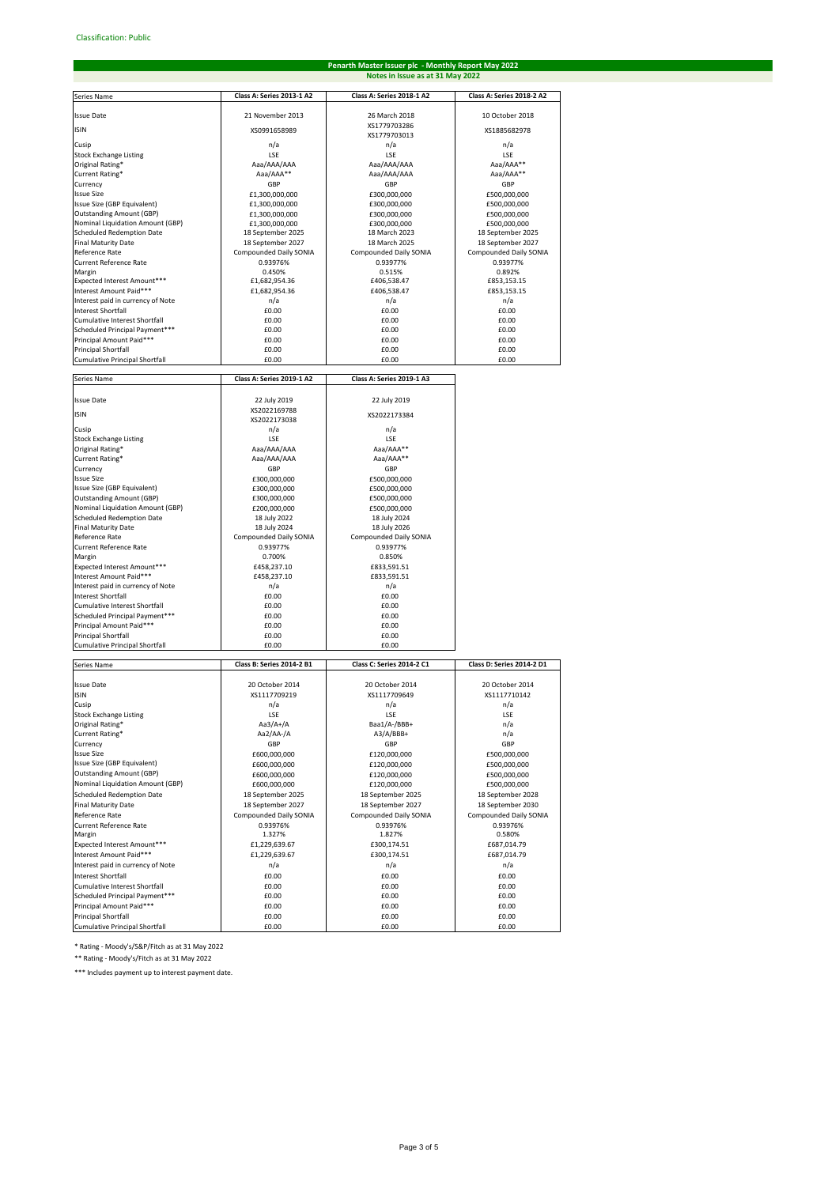Classification: Public

## Penarth Master Issuer plc - Monthly Report May 2022

### Notes in Issue as at 31 May 2022

| Series Name | Class A: Series 2013-1 A2 | Class A: Series 2018-1 A2 | Class A: Series 2018-2 A2 |
|---|---|---|---|
| Issue Date | 21 November 2013 | 26 March 2018 | 10 October 2018 |
| ISIN | XS0991658989 | XS1779703286 XS1779703013 | XS1885682978 |
| Cusip | n/a | n/a | n/a |
| Stock Exchange Listing | LSE | LSE | LSE |
| Original Rating* | Aaa/AAA/AAA | Aaa/AAA/AAA | Aaa/AAA** |
| Current Rating* | Aaa/AAA** | Aaa/AAA/AAA | Aaa/AAA** |
| Currency | GBP | GBP | GBP |
| Issue Size | £1,300,000,000 | £300,000,000 | £500,000,000 |
| Issue Size (GBP Equivalent) | £1,300,000,000 | £300,000,000 | £500,000,000 |
| Outstanding Amount (GBP) | £1,300,000,000 | £300,000,000 | £500,000,000 |
| Nominal Liquidation Amount (GBP) | £1,300,000,000 | £300,000,000 | £500,000,000 |
| Scheduled Redemption Date | 18 September 2025 | 18 March 2023 | 18 September 2025 |
| Final Maturity Date | 18 September 2027 | 18 March 2025 | 18 September 2027 |
| Reference Rate | Compounded Daily SONIA | Compounded Daily SONIA | Compounded Daily SONIA |
| Current Reference Rate | 0.93976% | 0.93977% | 0.93977% |
| Margin | 0.450% | 0.515% | 0.892% |
| Expected Interest Amount*** | £1,682,954.36 | £406,538.47 | £853,153.15 |
| Interest Amount Paid*** | £1,682,954.36 | £406,538.47 | £853,153.15 |
| Interest paid in currency of Note | n/a | n/a | n/a |
| Interest Shortfall | £0.00 | £0.00 | £0.00 |
| Cumulative Interest Shortfall | £0.00 | £0.00 | £0.00 |
| Scheduled Principal Payment*** | £0.00 | £0.00 | £0.00 |
| Principal Amount Paid*** | £0.00 | £0.00 | £0.00 |
| Principal Shortfall | £0.00 | £0.00 | £0.00 |
| Cumulative Principal Shortfall | £0.00 | £0.00 | £0.00 |

| Series Name | Class A: Series 2019-1 A2 | Class A: Series 2019-1 A3 |
|---|---|---|
| Issue Date | 22 July 2019 | 22 July 2019 |
| ISIN | XS2022169788 XS2022173038 | XS2022173384 |
| Cusip | n/a | n/a |
| Stock Exchange Listing | LSE | LSE |
| Original Rating* | Aaa/AAA/AAA | Aaa/AAA** |
| Current Rating* | Aaa/AAA/AAA | Aaa/AAA** |
| Currency | GBP | GBP |
| Issue Size | £300,000,000 | £500,000,000 |
| Issue Size (GBP Equivalent) | £300,000,000 | £500,000,000 |
| Outstanding Amount (GBP) | £300,000,000 | £500,000,000 |
| Nominal Liquidation Amount (GBP) | £200,000,000 | £500,000,000 |
| Scheduled Redemption Date | 18 July 2022 | 18 July 2024 |
| Final Maturity Date | 18 July 2024 | 18 July 2026 |
| Reference Rate | Compounded Daily SONIA | Compounded Daily SONIA |
| Current Reference Rate | 0.93977% | 0.93977% |
| Margin | 0.700% | 0.850% |
| Expected Interest Amount*** | £458,237.10 | £833,591.51 |
| Interest Amount Paid*** | £458,237.10 | £833,591.51 |
| Interest paid in currency of Note | n/a | n/a |
| Interest Shortfall | £0.00 | £0.00 |
| Cumulative Interest Shortfall | £0.00 | £0.00 |
| Scheduled Principal Payment*** | £0.00 | £0.00 |
| Principal Amount Paid*** | £0.00 | £0.00 |
| Principal Shortfall | £0.00 | £0.00 |
| Cumulative Principal Shortfall | £0.00 | £0.00 |

| Series Name | Class B: Series 2014-2 B1 | Class C: Series 2014-2 C1 | Class D: Series 2014-2 D1 |
|---|---|---|---|
| Issue Date | 20 October 2014 | 20 October 2014 | 20 October 2014 |
| ISIN | XS1117709219 | XS1117709649 | XS1117710142 |
| Cusip | n/a | n/a | n/a |
| Stock Exchange Listing | LSE | LSE | LSE |
| Original Rating* | Aa3/A+/A | Baa1/A-/BBB+ | n/a |
| Current Rating* | Aa2/AA-/A | A3/A/BBB+ | n/a |
| Currency | GBP | GBP | GBP |
| Issue Size | £600,000,000 | £120,000,000 | £500,000,000 |
| Issue Size (GBP Equivalent) | £600,000,000 | £120,000,000 | £500,000,000 |
| Outstanding Amount (GBP) | £600,000,000 | £120,000,000 | £500,000,000 |
| Nominal Liquidation Amount (GBP) | £600,000,000 | £120,000,000 | £500,000,000 |
| Scheduled Redemption Date | 18 September 2025 | 18 September 2025 | 18 September 2028 |
| Final Maturity Date | 18 September 2027 | 18 September 2027 | 18 September 2030 |
| Reference Rate | Compounded Daily SONIA | Compounded Daily SONIA | Compounded Daily SONIA |
| Current Reference Rate | 0.93976% | 0.93976% | 0.93976% |
| Margin | 1.327% | 1.827% | 0.580% |
| Expected Interest Amount*** | £1,229,639.67 | £300,174.51 | £687,014.79 |
| Interest Amount Paid*** | £1,229,639.67 | £300,174.51 | £687,014.79 |
| Interest paid in currency of Note | n/a | n/a | n/a |
| Interest Shortfall | £0.00 | £0.00 | £0.00 |
| Cumulative Interest Shortfall | £0.00 | £0.00 | £0.00 |
| Scheduled Principal Payment*** | £0.00 | £0.00 | £0.00 |
| Principal Amount Paid*** | £0.00 | £0.00 | £0.00 |
| Principal Shortfall | £0.00 | £0.00 | £0.00 |
| Cumulative Principal Shortfall | £0.00 | £0.00 | £0.00 |

* Rating - Moody's/S&P/Fitch as at 31 May 2022

** Rating - Moody's/Fitch as at 31 May 2022

*** Includes payment up to interest payment date.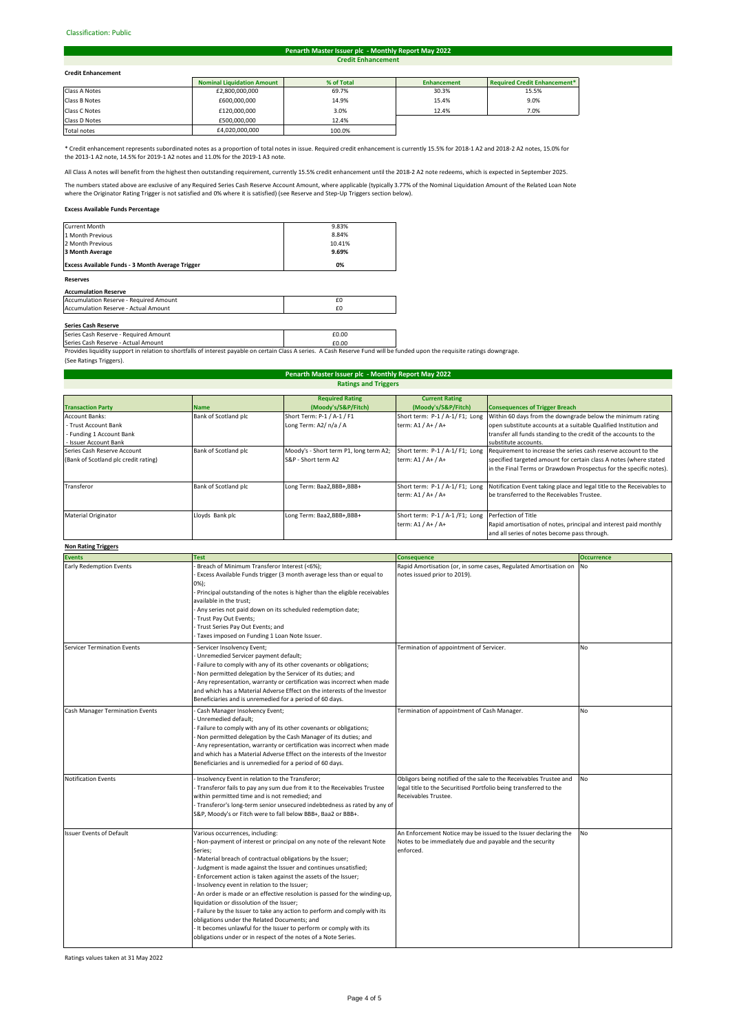Classification: Public

## Penarth Master Issuer plc - Monthly Report May 2022

### Credit Enhancement

**Credit Enhancement**

| | Nominal Liquidation Amount | % of Total | Enhancement | Required Credit Enhancement* |
|---|---|---|---|---|
| Class A Notes | £2,800,000,000 | 69.7% | 30.3% | 15.5% |
| Class B Notes | £600,000,000 | 14.9% | 15.4% | 9.0% |
| Class C Notes | £120,000,000 | 3.0% | 12.4% | 7.0% |
| Class D Notes | £500,000,000 | 12.4% | | |
| Total notes | £4,020,000,000 | 100.0% | | |

* Credit enhancement represents subordinated notes as a proportion of total notes in issue. Required credit enhancement is currently 15.5% for 2018-1 A2 and 2018-2 A2 notes, 15.0% for the 2013-1 A2 note, 14.5% for 2019-1 A2 notes and 11.0% for the 2019-1 A3 note.

All Class A notes will benefit from the highest then outstanding requirement, currently 15.5% credit enhancement until the 2018-2 A2 note redeems, which is expected in September 2025.

The numbers stated above are exclusive of any Required Series Cash Reserve Account Amount, where applicable (typically 3.77% of the Nominal Liquidation Amount of the Related Loan Note where the Originator Rating Trigger is not satisfied and 0% where it is satisfied) (see Reserve and Step-Up Triggers section below).

**Excess Available Funds Percentage**

| | |
|---|---|
| Current Month | 9.83% |
| 1 Month Previous | 8.84% |
| 2 Month Previous | 10.41% |
| **3 Month Average** | **9.69%** |
| **Excess Available Funds - 3 Month Average Trigger** | **0%** |

**Reserves**

**Accumulation Reserve**

| | |
|---|---|
| Accumulation Reserve - Required Amount | £0 |
| Accumulation Reserve - Actual Amount | £0 |

**Series Cash Reserve**

| | |
|---|---|
| Series Cash Reserve - Required Amount | £0.00 |
| Series Cash Reserve - Actual Amount | £0.00 |

Provides liquidity support in relation to shortfalls of interest payable on certain Class A series. A Cash Reserve Fund will be funded upon the requisite ratings downgrade. (See Ratings Triggers).

## Penarth Master Issuer plc - Monthly Report May 2022

### Ratings and Triggers

| Transaction Party | Name | Required Rating (Moody's/S&P/Fitch) | Current Rating (Moody's/S&P/Fitch) | Consequences of Trigger Breach |
|---|---|---|---|---|
| Account Banks:<br>- Trust Account Bank<br>- Funding 1 Account Bank<br>- Issuer Account Bank | Bank of Scotland plc | Short Term: P-1 / A-1 / F1<br>Long Term: A2/ n/a / A | Short term: P-1 / A-1/ F1; Long term: A1 / A+ / A+ | Within 60 days from the downgrade below the minimum rating open substitute accounts at a suitable Qualified Institution and transfer all funds standing to the credit of the accounts to the substitute accounts. |
| Series Cash Reserve Account<br>(Bank of Scotland plc credit rating) | Bank of Scotland plc | Moody's - Short term P1, long term A2; S&P - Short term A2 | Short term: P-1 / A-1/ F1; Long term: A1 / A+ / A+ | Requirement to increase the series cash reserve account to the specified targeted amount for certain class A notes (where stated in the Final Terms or Drawdown Prospectus for the specific notes). |
| Transferor | Bank of Scotland plc | Long Term: Baa2,BBB+,BBB+ | Short term: P-1 / A-1/ F1; Long term: A1 / A+ / A+ | Notification Event taking place and legal title to the Receivables to be transferred to the Receivables Trustee. |
| Material Originator | Lloyds Bank plc | Long Term: Baa2,BBB+,BBB+ | Short term: P-1 / A-1 /F1; Long term: A1 / A+ / A+ | Perfection of Title<br>Rapid amortisation of notes, principal and interest paid monthly and all series of notes become pass through. |

**Non Rating Triggers**

| Events | Test | Consequence | Occurrence |
|---|---|---|---|
| Early Redemption Events | - Breach of Minimum Transferor Interest (<6%);<br>- Excess Available Funds trigger (3 month average less than or equal to 0%);<br>- Principal outstanding of the notes is higher than the eligible receivables available in the trust;<br>- Any series not paid down on its scheduled redemption date;<br>- Trust Pay Out Events;<br>- Trust Series Pay Out Events; and<br>- Taxes imposed on Funding 1 Loan Note Issuer. | Rapid Amortisation (or, in some cases, Regulated Amortisation on notes issued prior to 2019). | No |
| Servicer Termination Events | - Servicer Insolvency Event;<br>- Unremedied Servicer payment default;<br>- Failure to comply with any of its other covenants or obligations;<br>- Non permitted delegation by the Servicer of its duties; and<br>- Any representation, warranty or certification was incorrect when made and which has a Material Adverse Effect on the interests of the Investor Beneficiaries and is unremedied for a period of 60 days. | Termination of appointment of Servicer. | No |
| Cash Manager Termination Events | - Cash Manager Insolvency Event;<br>- Unremedied default;<br>- Failure to comply with any of its other covenants or obligations;<br>- Non permitted delegation by the Cash Manager of its duties; and<br>- Any representation, warranty or certification was incorrect when made and which has a Material Adverse Effect on the interests of the Investor Beneficiaries and is unremedied for a period of 60 days. | Termination of appointment of Cash Manager. | No |
| Notification Events | - Insolvency Event in relation to the Transferor;<br>- Transferor fails to pay any sum due from it to the Receivables Trustee within permitted time and is not remedied; and<br>- Transferor's long-term senior unsecured indebtedness as rated by any of S&P, Moody's or Fitch were to fall below BBB+, Baa2 or BBB+. | Obligors being notified of the sale to the Receivables Trustee and legal title to the Securitised Portfolio being transferred to the Receivables Trustee. | No |
| Issuer Events of Default | Various occurrences, including:<br>- Non-payment of interest or principal on any note of the relevant Note Series;<br>- Material breach of contractual obligations by the Issuer;<br>- Judgment is made against the Issuer and continues unsatisfied;<br>- Enforcement action is taken against the assets of the Issuer;<br>- Insolvency event in relation to the Issuer;<br>- An order is made or an effective resolution is passed for the winding-up, liquidation or dissolution of the Issuer;<br>- Failure by the Issuer to take any action to perform and comply with its obligations under the Related Documents; and<br>- It becomes unlawful for the Issuer to perform or comply with its obligations under or in respect of the notes of a Note Series. | An Enforcement Notice may be issued to the Issuer declaring the Notes to be immediately due and payable and the security enforced. | No |

Ratings values taken at 31 May 2022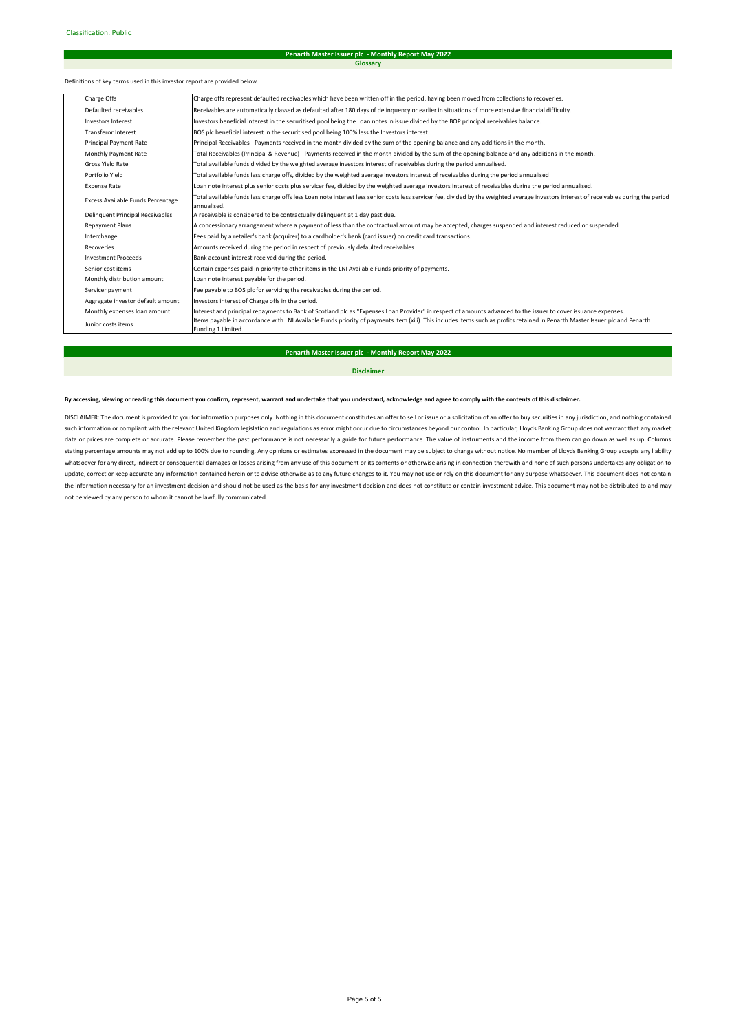Classification: Public

## Penarth Master Issuer plc - Monthly Report May 2022

### Glossary

Definitions of key terms used in this investor report are provided below.

| | |
|---|---|
| Charge Offs | Charge offs represent defaulted receivables which have been written off in the period, having been moved from collections to recoveries. |
| Defaulted receivables | Receivables are automatically classed as defaulted after 180 days of delinquency or earlier in situations of more extensive financial difficulty. |
| Investors Interest | Investors beneficial interest in the securitised pool being the Loan notes in issue divided by the BOP principal receivables balance. |
| Transferor Interest | BOS plc beneficial interest in the securitised pool being 100% less the Investors interest. |
| Principal Payment Rate | Principal Receivables - Payments received in the month divided by the sum of the opening balance and any additions in the month. |
| Monthly Payment Rate | Total Receivables (Principal & Revenue) - Payments received in the month divided by the sum of the opening balance and any additions in the month. |
| Gross Yield Rate | Total available funds divided by the weighted average investors interest of receivables during the period annualised. |
| Portfolio Yield | Total available funds less charge offs, divided by the weighted average investors interest of receivables during the period annualised |
| Expense Rate | Loan note interest plus senior costs plus servicer fee, divided by the weighted average investors interest of receivables during the period annualised. |
| Excess Available Funds Percentage | Total available funds less charge offs less Loan note interest less senior costs less servicer fee, divided by the weighted average investors interest of receivables during the period annualised. |
| Delinquent Principal Receivables | A receivable is considered to be contractually delinquent at 1 day past due. |
| Repayment Plans | A concessionary arrangement where a payment of less than the contractual amount may be accepted, charges suspended and interest reduced or suspended. |
| Interchange | Fees paid by a retailer's bank (acquirer) to a cardholder's bank (card issuer) on credit card transactions. |
| Recoveries | Amounts received during the period in respect of previously defaulted receivables. |
| Investment Proceeds | Bank account interest received during the period. |
| Senior cost items | Certain expenses paid in priority to other items in the LNI Available Funds priority of payments. |
| Monthly distribution amount | Loan note interest payable for the period. |
| Servicer payment | Fee payable to BOS plc for servicing the receivables during the period. |
| Aggregate investor default amount | Investors interest of Charge offs in the period. |
| Monthly expenses loan amount | Interest and principal repayments to Bank of Scotland plc as "Expenses Loan Provider" in respect of amounts advanced to the issuer to cover issuance expenses. |
| Junior costs items | Items payable in accordance with LNI Available Funds priority of payments item (xiii). This includes items such as profits retained in Penarth Master Issuer plc and Penarth Funding 1 Limited. |

## Penarth Master Issuer plc - Monthly Report May 2022

### Disclaimer

**By accessing, viewing or reading this document you confirm, represent, warrant and undertake that you understand, acknowledge and agree to comply with the contents of this disclaimer.**

DISCLAIMER: The document is provided to you for information purposes only. Nothing in this document constitutes an offer to sell or issue or a solicitation of an offer to buy securities in any jurisdiction, and nothing contained such information or compliant with the relevant United Kingdom legislation and regulations as error might occur due to circumstances beyond our control. In particular, Lloyds Banking Group does not warrant that any market data or prices are complete or accurate. Please remember the past performance is not necessarily a guide for future performance. The value of instruments and the income from them can go down as well as up. Columns stating percentage amounts may not add up to 100% due to rounding. Any opinions or estimates expressed in the document may be subject to change without notice. No member of Lloyds Banking Group accepts any liability whatsoever for any direct, indirect or consequential damages or losses arising from any use of this document or its contents or otherwise arising in connection therewith and none of such persons undertakes any obligation to update, correct or keep accurate any information contained herein or to advise otherwise as to any future changes to it. You may not use or rely on this document for any purpose whatsoever. This document does not contain the information necessary for an investment decision and should not be used as the basis for any investment decision and does not constitute or contain investment advice. This document may not be distributed to and may not be viewed by any person to whom it cannot be lawfully communicated.